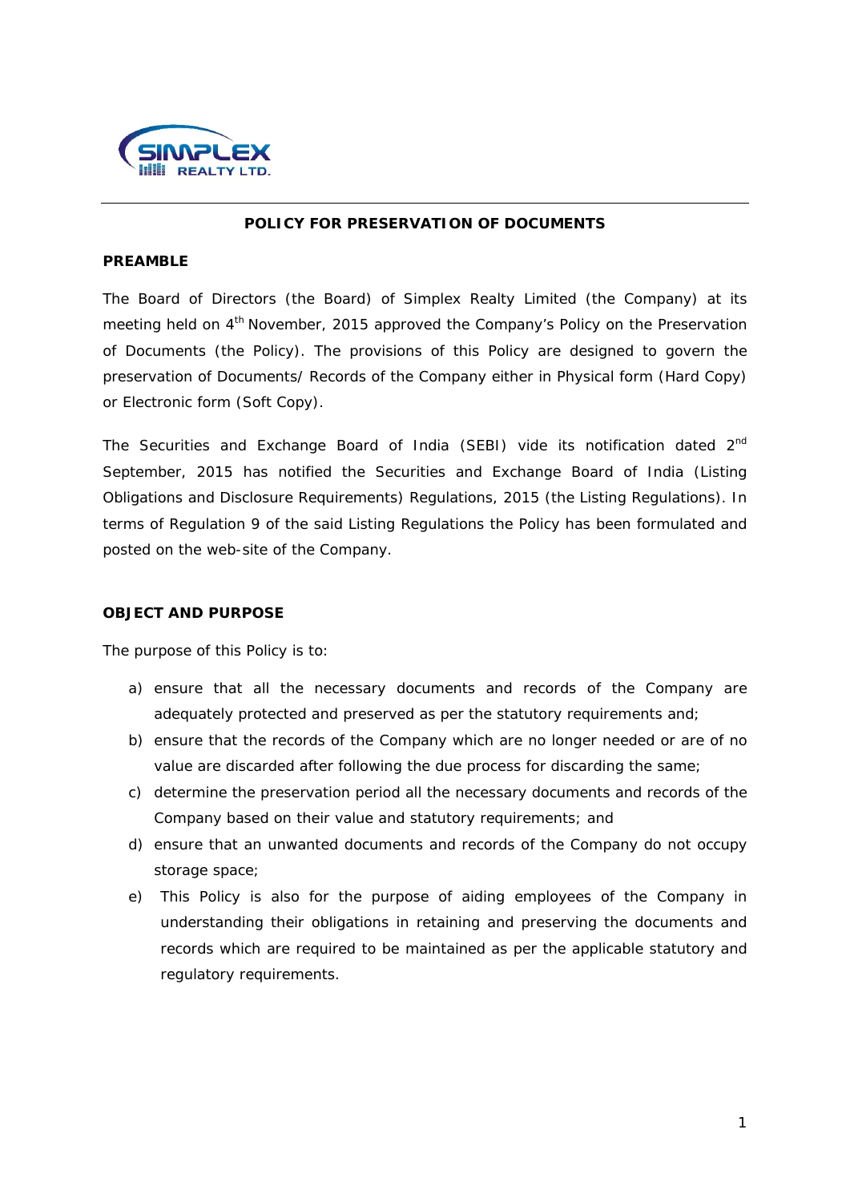# POLICY FOR PRESERVATION OF DOCUMENTS

## PREAMBLE

The Board of Directors (the Board) of Simplex Realty Limited (the Company) at its meeting held on 4th November, 2015 approved the Company's Policy on the Preservation of Documents (the Policy). The provisions of this Policy are designed to govern the preservation of Documents/ Records of the Company either in Physical form (Hard Copy) or Electronic form (Soft Copy).

The Securities and Exchange Board of India (SEBI) vide its notification dated 2nd September, 2015 has notified the Securities and Exchange Board of India (Listing Obligations and Disclosure Requirements) Regulations, 2015 (the Listing Regulations). In terms of Regulation 9 of the said Listing Regulations the Policy has been formulated and posted on the web-site of the Company.

## OBJECT AND PURPOSE

The purpose of this Policy is to:

a) ensure that all the necessary documents and records of the Company are adequately protected and preserved as per the statutory requirements and;
b) ensure that the records of the Company which are no longer needed or are of no value are discarded after following the due process for discarding the same;
c) determine the preservation period all the necessary documents and records of the Company based on their value and statutory requirements; and
d) ensure that an unwanted documents and records of the Company do not occupy storage space;
e) This Policy is also for the purpose of aiding employees of the Company in understanding their obligations in retaining and preserving the documents and records which are required to be maintained as per the applicable statutory and regulatory requirements.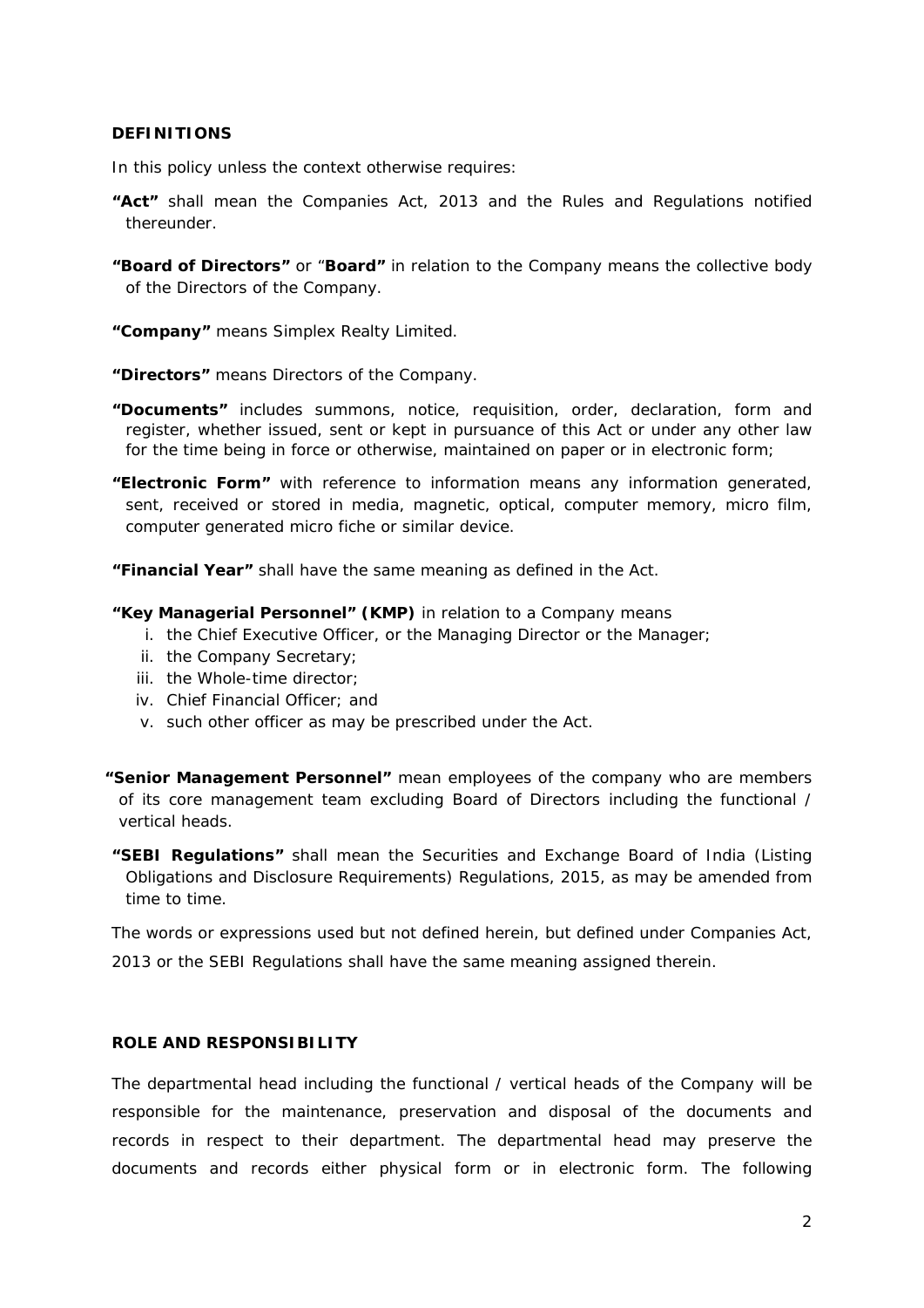## DEFINITIONS

In this policy unless the context otherwise requires:

**"Act"** shall mean the Companies Act, 2013 and the Rules and Regulations notified thereunder.

**"Board of Directors"** or "**Board"** in relation to the Company means the collective body of the Directors of the Company.

**"Company"** means Simplex Realty Limited.

**"Directors"** means Directors of the Company.

**"Documents"** includes summons, notice, requisition, order, declaration, form and register, whether issued, sent or kept in pursuance of this Act or under any other law for the time being in force or otherwise, maintained on paper or in electronic form;

**"Electronic Form"** with reference to information means any information generated, sent, received or stored in media, magnetic, optical, computer memory, micro film, computer generated micro fiche or similar device.

**"Financial Year"** shall have the same meaning as defined in the Act.

**"Key Managerial Personnel" (KMP)** in relation to a Company means

i. the Chief Executive Officer, or the Managing Director or the Manager;
ii. the Company Secretary;
iii. the Whole-time director;
iv. Chief Financial Officer; and
v. such other officer as may be prescribed under the Act.

**"Senior Management Personnel"** mean employees of the company who are members of its core management team excluding Board of Directors including the functional / vertical heads.

**"SEBI Regulations"** shall mean the Securities and Exchange Board of India (Listing Obligations and Disclosure Requirements) Regulations, 2015, as may be amended from time to time.

The words or expressions used but not defined herein, but defined under Companies Act, 2013 or the SEBI Regulations shall have the same meaning assigned therein.

## ROLE AND RESPONSIBILITY

The departmental head including the functional / vertical heads of the Company will be responsible for the maintenance, preservation and disposal of the documents and records in respect to their department. The departmental head may preserve the documents and records either physical form or in electronic form. The following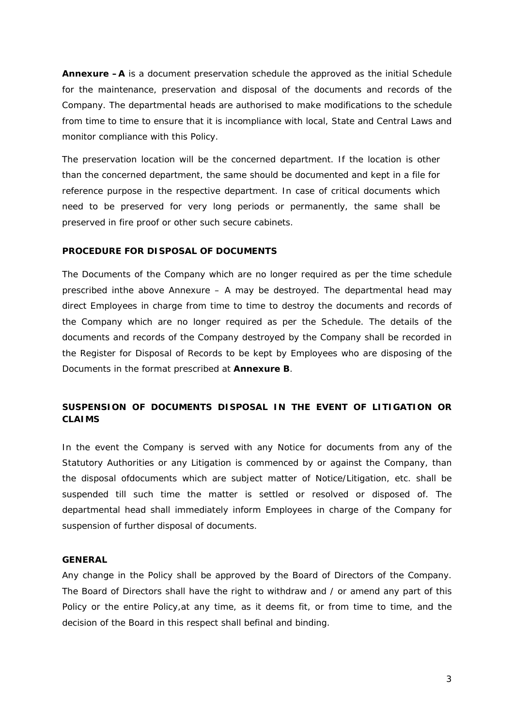**Annexure – A** is a document preservation schedule the approved as the initial Schedule for the maintenance, preservation and disposal of the documents and records of the Company. The departmental heads are authorised to make modifications to the schedule from time to time to ensure that it is incompliance with local, State and Central Laws and monitor compliance with this Policy.

The preservation location will be the concerned department. If the location is other than the concerned department, the same should be documented and kept in a file for reference purpose in the respective department. In case of critical documents which need to be preserved for very long periods or permanently, the same shall be preserved in fire proof or other such secure cabinets.

**PROCEDURE FOR DISPOSAL OF DOCUMENTS**

The Documents of the Company which are no longer required as per the time schedule prescribed inthe above Annexure – A may be destroyed. The departmental head may direct Employees in charge from time to time to destroy the documents and records of the Company which are no longer required as per the Schedule. The details of the documents and records of the Company destroyed by the Company shall be recorded in the Register for Disposal of Records to be kept by Employees who are disposing of the Documents in the format prescribed at **Annexure B**.

**SUSPENSION OF DOCUMENTS DISPOSAL IN THE EVENT OF LITIGATION OR CLAIMS**

In the event the Company is served with any Notice for documents from any of the Statutory Authorities or any Litigation is commenced by or against the Company, than the disposal ofdocuments which are subject matter of Notice/Litigation, etc. shall be suspended till such time the matter is settled or resolved or disposed of. The departmental head shall immediately inform Employees in charge of the Company for suspension of further disposal of documents.

**GENERAL**

Any change in the Policy shall be approved by the Board of Directors of the Company. The Board of Directors shall have the right to withdraw and / or amend any part of this Policy or the entire Policy,at any time, as it deems fit, or from time to time, and the decision of the Board in this respect shall befinal and binding.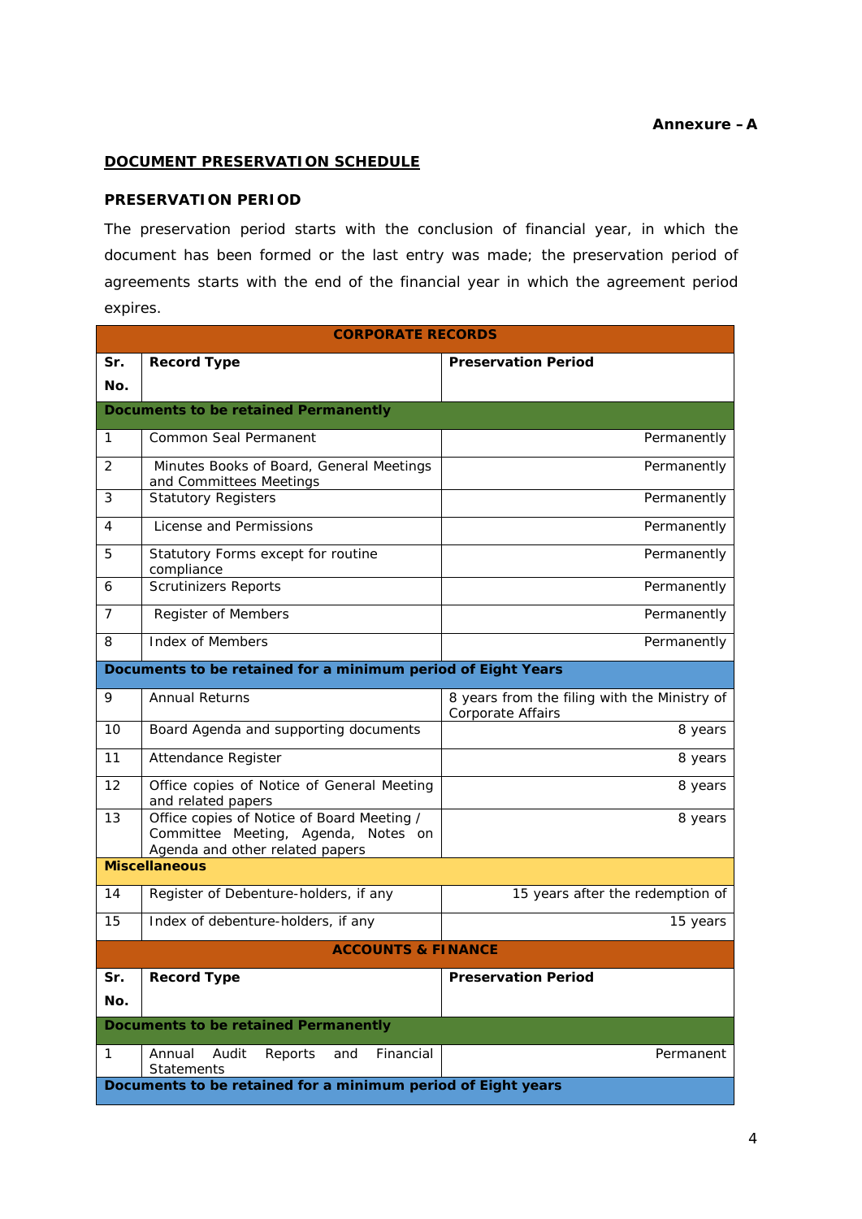**Annexure – A**

## DOCUMENT PRESERVATION SCHEDULE

### PRESERVATION PERIOD

The preservation period starts with the conclusion of financial year, in which the document has been formed or the last entry was made; the preservation period of agreements starts with the end of the financial year in which the agreement period expires.

| CORPORATE RECORDS | | |
|---|---|---|
| **Sr. No.** | **Record Type** | **Preservation Period** |
| **Documents to be retained Permanently** | | |
| 1 | Common Seal Permanent | Permanently |
| 2 | Minutes Books of Board, General Meetings and Committees Meetings | Permanently |
| 3 | Statutory Registers | Permanently |
| 4 | License and Permissions | Permanently |
| 5 | Statutory Forms except for routine compliance | Permanently |
| 6 | Scrutinizers Reports | Permanently |
| 7 | Register of Members | Permanently |
| 8 | Index of Members | Permanently |
| **Documents to be retained for a minimum period of Eight Years** | | |
| 9 | Annual Returns | 8 years from the filing with the Ministry of Corporate Affairs |
| 10 | Board Agenda and supporting documents | 8 years |
| 11 | Attendance Register | 8 years |
| 12 | Office copies of Notice of General Meeting and related papers | 8 years |
| 13 | Office copies of Notice of Board Meeting / Committee Meeting, Agenda, Notes on Agenda and other related papers | 8 years |
| **Miscellaneous** | | |
| 14 | Register of Debenture-holders, if any | 15 years after the redemption of |
| 15 | Index of debenture-holders, if any | 15 years |

| ACCOUNTS & FINANCE | | |
|---|---|---|
| **Sr. No.** | **Record Type** | **Preservation Period** |
| **Documents to be retained Permanently** | | |
| 1 | Annual Audit Reports and Financial Statements | Permanent |
| **Documents to be retained for a minimum period of Eight years** | | |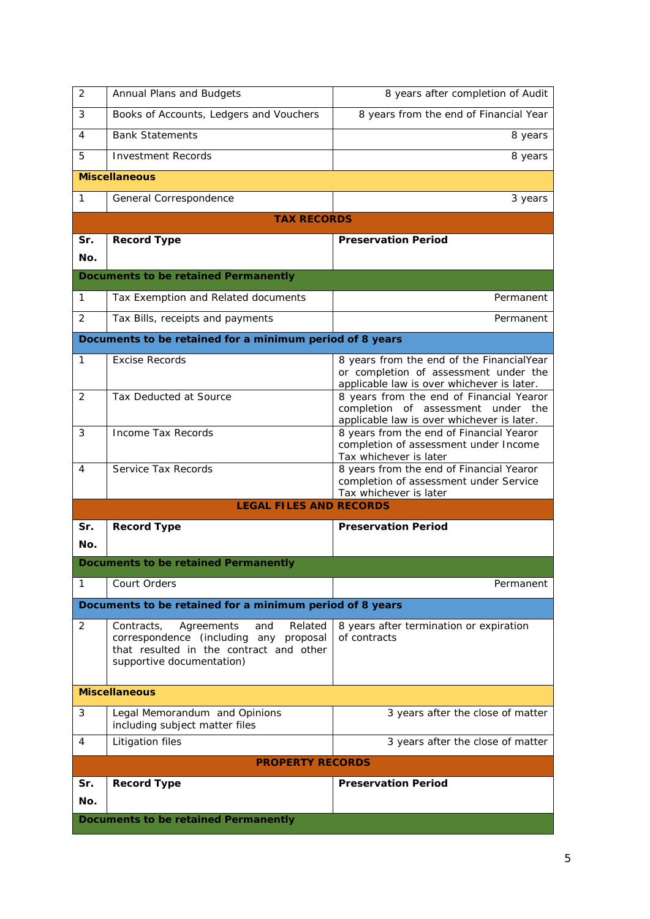| | | |
|---|---|---|
| 2 | Annual Plans and Budgets | 8 years after completion of Audit |
| 3 | Books of Accounts, Ledgers and Vouchers | 8 years from the end of Financial Year |
| 4 | Bank Statements | 8 years |
| 5 | Investment Records | 8 years |
| **Miscellaneous** | | |
| 1 | General Correspondence | 3 years |

| **TAX RECORDS** | | |
|---|---|---|
| **Sr. No.** | **Record Type** | **Preservation Period** |
| **Documents to be retained Permanently** | | |
| 1 | Tax Exemption and Related documents | Permanent |
| 2 | Tax Bills, receipts and payments | Permanent |
| **Documents to be retained for a minimum period of 8 years** | | |
| 1 | Excise Records | 8 years from the end of the FinancialYear or completion of assessment under the applicable law is over whichever is later. |
| 2 | Tax Deducted at Source | 8 years from the end of Financial Yearor completion of assessment under the applicable law is over whichever is later. |
| 3 | Income Tax Records | 8 years from the end of Financial Yearor completion of assessment under Income Tax whichever is later |
| 4 | Service Tax Records | 8 years from the end of Financial Yearor completion of assessment under Service Tax whichever is later |

| **LEGAL FILES AND RECORDS** | | |
|---|---|---|
| **Sr. No.** | **Record Type** | **Preservation Period** |
| **Documents to be retained Permanently** | | |
| 1 | Court Orders | Permanent |
| **Documents to be retained for a minimum period of 8 years** | | |
| 2 | Contracts, Agreements and Related correspondence (including any proposal that resulted in the contract and other supportive documentation) | 8 years after termination or expiration of contracts |
| **Miscellaneous** | | |
| 3 | Legal Memorandum and Opinions including subject matter files | 3 years after the close of matter |
| 4 | Litigation files | 3 years after the close of matter |

| **PROPERTY RECORDS** | | |
|---|---|---|
| **Sr. No.** | **Record Type** | **Preservation Period** |
| **Documents to be retained Permanently** | | |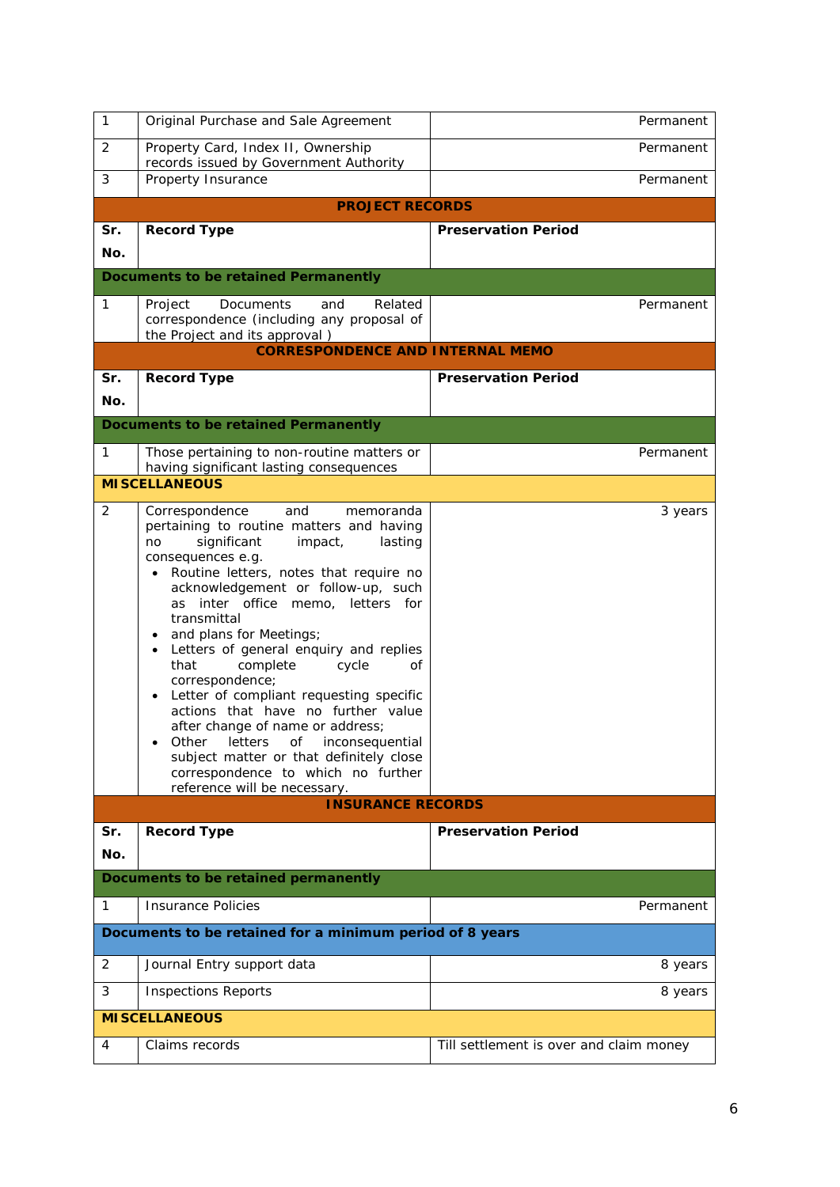| Sr. No. | Record Type | Preservation Period |
|---|---|---|
| 1 | Original Purchase and Sale Agreement | Permanent |
| 2 | Property Card, Index II, Ownership records issued by Government Authority | Permanent |
| 3 | Property Insurance | Permanent |

**PROJECT RECORDS**

| Sr. No. | Record Type | Preservation Period |
|---|---|---|
| **Documents to be retained Permanently** | | |
| 1 | Project Documents and Related correspondence (including any proposal of the Project and its approval ) | Permanent |

**CORRESPONDENCE AND INTERNAL MEMO**

| Sr. No. | Record Type | Preservation Period |
|---|---|---|
| **Documents to be retained Permanently** | | |
| 1 | Those pertaining to non-routine matters or having significant lasting consequences | Permanent |
| **MISCELLANEOUS** | | |
| 2 | Correspondence and memoranda pertaining to routine matters and having no significant impact, lasting consequences e.g. <br>• Routine letters, notes that require no acknowledgement or follow-up, such as inter office memo, letters for transmittal <br>• and plans for Meetings; <br>• Letters of general enquiry and replies that complete cycle of correspondence; <br>• Letter of compliant requesting specific actions that have no further value after change of name or address; <br>• Other letters of inconsequential subject matter or that definitely close correspondence to which no further reference will be necessary. | 3 years |

**INSURANCE RECORDS**

| Sr. No. | Record Type | Preservation Period |
|---|---|---|
| **Documents to be retained permanently** | | |
| 1 | Insurance Policies | Permanent |
| **Documents to be retained for a minimum period of 8 years** | | |
| 2 | Journal Entry support data | 8 years |
| 3 | Inspections Reports | 8 years |
| **MISCELLANEOUS** | | |
| 4 | Claims records | Till settlement is over and claim money |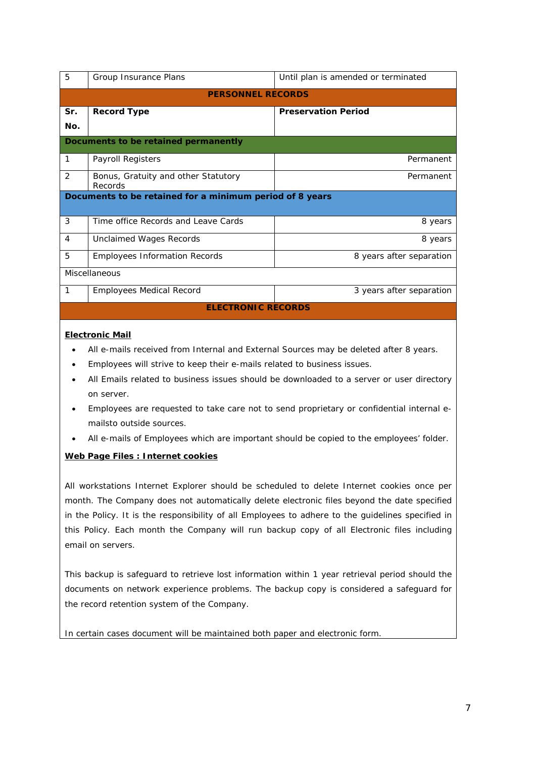| 5 | Group Insurance Plans | Until plan is amended or terminated |
|---|---|---|
| **PERSONNEL RECORDS** | | |
| **Sr. No.** | **Record Type** | **Preservation Period** |
| **Documents to be retained permanently** | | |
| 1 | Payroll Registers | Permanent |
| 2 | Bonus, Gratuity and other Statutory Records | Permanent |
| **Documents to be retained for a minimum period of 8 years** | | |
| 3 | Time office Records and Leave Cards | 8 years |
| 4 | Unclaimed Wages Records | 8 years |
| 5 | Employees Information Records | 8 years after separation |
| Miscellaneous | | |
| 1 | Employees Medical Record | 3 years after separation |
| **ELECTRONIC RECORDS** | | |

**Electronic Mail**

- All e-mails received from Internal and External Sources may be deleted after 8 years.
- Employees will strive to keep their e-mails related to business issues.
- All Emails related to business issues should be downloaded to a server or user directory on server.
- Employees are requested to take care not to send proprietary or confidential internal e-mailsto outside sources.
- All e-mails of Employees which are important should be copied to the employees' folder.

**Web Page Files : Internet cookies**

All workstations Internet Explorer should be scheduled to delete Internet cookies once per month. The Company does not automatically delete electronic files beyond the date specified in the Policy. It is the responsibility of all Employees to adhere to the guidelines specified in this Policy. Each month the Company will run backup copy of all Electronic files including email on servers.

This backup is safeguard to retrieve lost information within 1 year retrieval period should the documents on network experience problems. The backup copy is considered a safeguard for the record retention system of the Company.

In certain cases document will be maintained both paper and electronic form.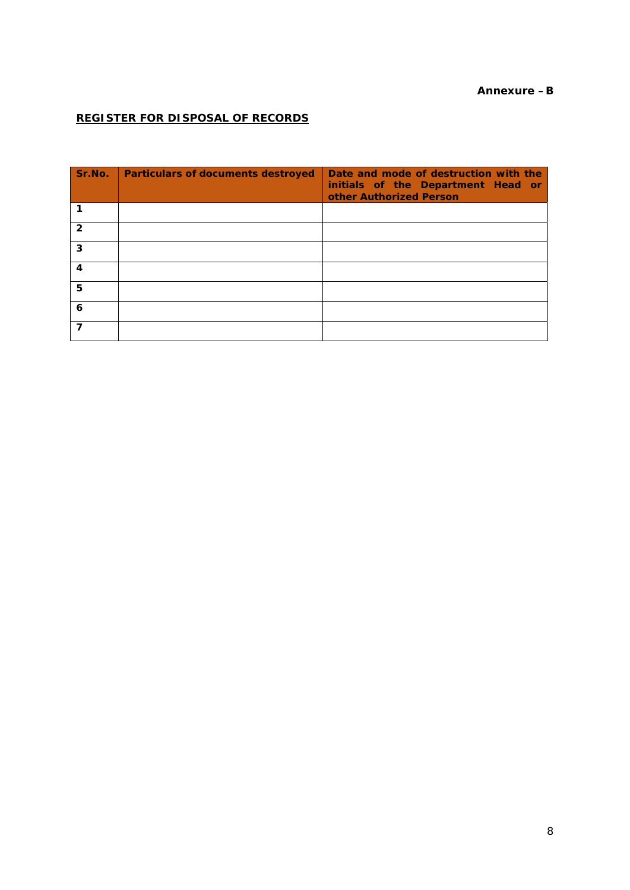**Annexure – B**

## REGISTER FOR DISPOSAL OF RECORDS

| Sr.No. | Particulars of documents destroyed | Date and mode of destruction with the initials of the Department Head or other Authorized Person |
|---|---|---|
| 1 | | |
| 2 | | |
| 3 | | |
| 4 | | |
| 5 | | |
| 6 | | |
| 7 | | |